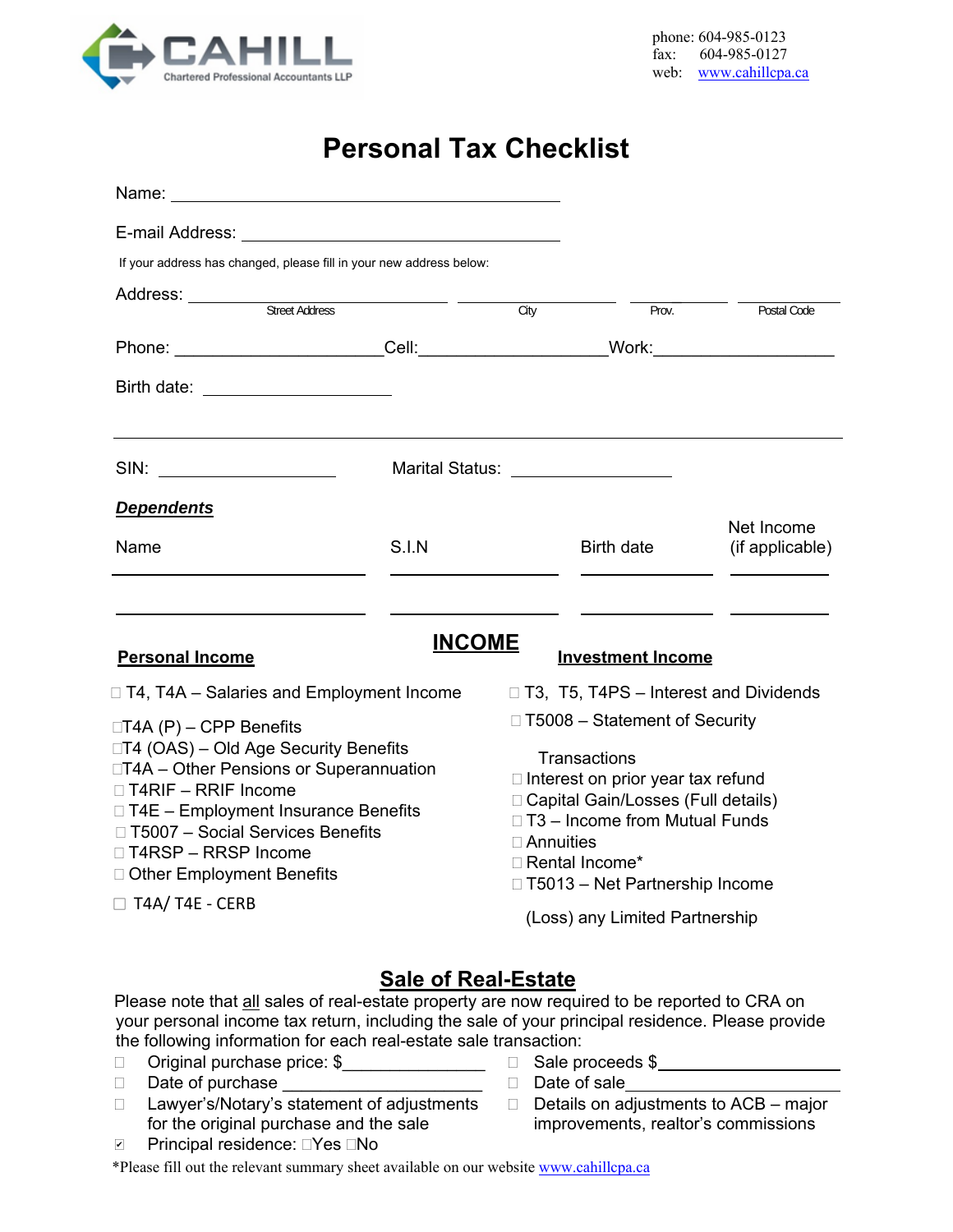CAHILL

Chartered Professional Accountants LLP

phone: 604-985-0123
fax: 604-985-0127
web: www.cahillcpa.ca

# Personal Tax Checklist

Name: ______________________________

E-mail Address: ______________________________

If your address has changed, please fill in your new address below:

Address: ______________________ ______________ ____________ ____________
Street Address | City | Prov. | Postal Code

Phone: ________________ Cell: ________________ Work: ________________

Birth date: ________________

SIN: ________________ Marital Status: ________________

***Dependents***

| Name | S.I.N | Birth date | Net Income (if applicable) |
|---|---|---|---|
| | | | |
| | | | |

## INCOME

**Personal Income**

- ☐ T4, T4A – Salaries and Employment Income
- ☐ T4A (P) – CPP Benefits
- ☐ T4 (OAS) – Old Age Security Benefits
- ☐ T4A – Other Pensions or Superannuation
- ☐ T4RIF – RRIF Income
- ☐ T4E – Employment Insurance Benefits
- ☐ T5007 – Social Services Benefits
- ☐ T4RSP – RRSP Income
- ☐ Other Employment Benefits
- ☐ T4A/ T4E - CERB

**Investment Income**

- ☐ T3, T5, T4PS – Interest and Dividends
- ☐ T5008 – Statement of Security Transactions
- ☐ Interest on prior year tax refund
- ☐ Capital Gain/Losses (Full details)
- ☐ T3 – Income from Mutual Funds
- ☐ Annuities
- ☐ Rental Income*
- ☐ T5013 – Net Partnership Income (Loss) any Limited Partnership

## Sale of Real-Estate

Please note that all sales of real-estate property are now required to be reported to CRA on your personal income tax return, including the sale of your principal residence. Please provide the following information for each real-estate sale transaction:

- ☐ Original purchase price: $________________
- ☐ Date of purchase ________________
- ☐ Lawyer's/Notary's statement of adjustments for the original purchase and the sale
- ☑ Principal residence: ☐Yes ☐No
- ☐ Sale proceeds $________________
- ☐ Date of sale________________
- ☐ Details on adjustments to ACB – major improvements, realtor's commissions

*Please fill out the relevant summary sheet available on our website www.cahillcpa.ca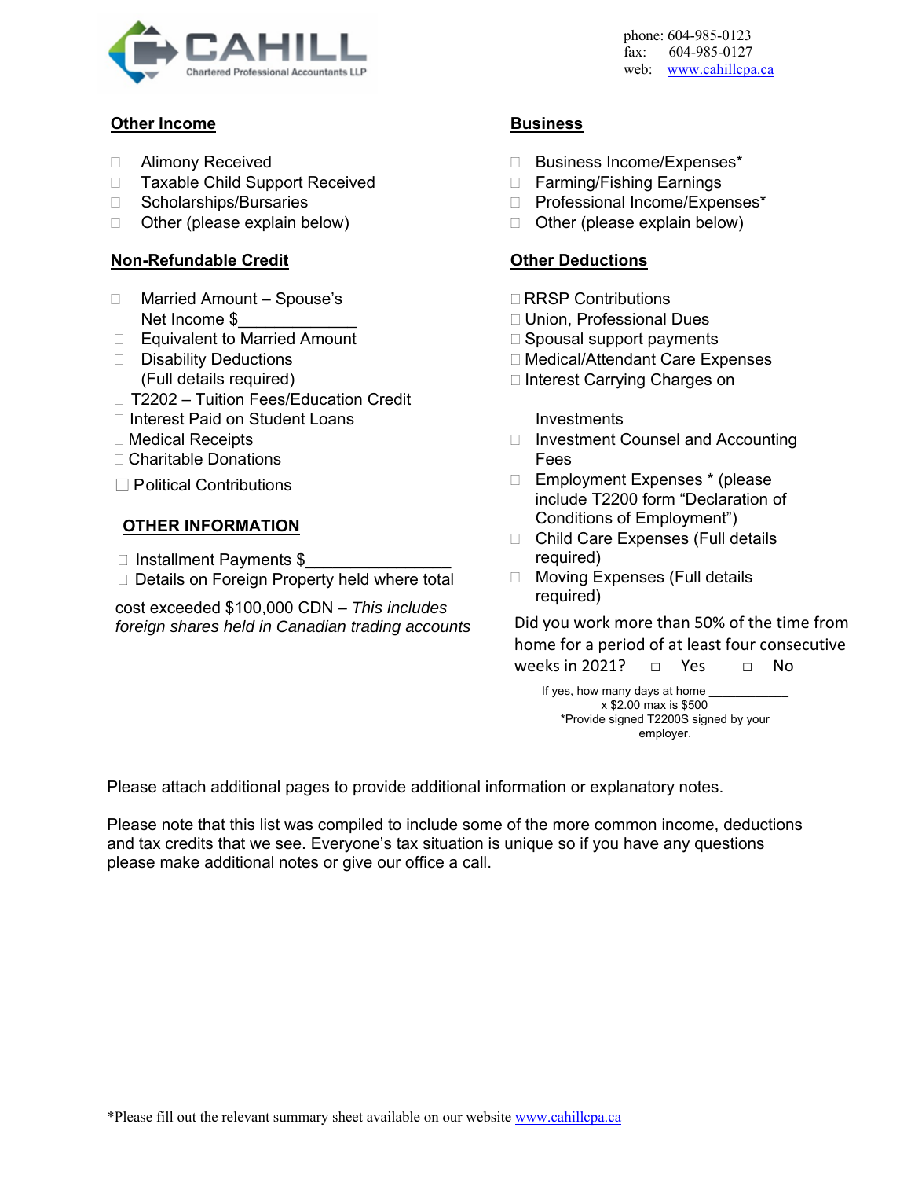**CAHILL**
Chartered Professional Accountants LLP

phone: 604-985-0123
fax: 604-985-0127
web: www.cahillcpa.ca

## Other Income

- ☐ Alimony Received
- ☐ Taxable Child Support Received
- ☐ Scholarships/Bursaries
- ☐ Other (please explain below)

## Non-Refundable Credit

- ☐ Married Amount – Spouse's Net Income $_____________
- ☐ Equivalent to Married Amount
- ☐ Disability Deductions (Full details required)
- ☐ T2202 – Tuition Fees/Education Credit
- ☐ Interest Paid on Student Loans
- ☐ Medical Receipts
- ☐ Charitable Donations
- ☐ Political Contributions

## OTHER INFORMATION

- ☐ Installment Payments $________________
- ☐ Details on Foreign Property held where total cost exceeded $100,000 CDN – *This includes foreign shares held in Canadian trading accounts*

## Business

- ☐ Business Income/Expenses*
- ☐ Farming/Fishing Earnings
- ☐ Professional Income/Expenses*
- ☐ Other (please explain below)

## Other Deductions

- ☐ RRSP Contributions
- ☐ Union, Professional Dues
- ☐ Spousal support payments
- ☐ Medical/Attendant Care Expenses
- ☐ Interest Carrying Charges on Investments
- ☐ Investment Counsel and Accounting Fees
- ☐ Employment Expenses * (please include T2200 form "Declaration of Conditions of Employment")
- ☐ Child Care Expenses (Full details required)
- ☐ Moving Expenses (Full details required)

Did you work more than 50% of the time from home for a period of at least four consecutive weeks in 2021? ☐ Yes ☐ No

If yes, how many days at home ___________ x $2.00 max is $500
*Provide signed T2200S signed by your employer.

Please attach additional pages to provide additional information or explanatory notes.

Please note that this list was compiled to include some of the more common income, deductions and tax credits that we see. Everyone's tax situation is unique so if you have any questions please make additional notes or give our office a call.

*Please fill out the relevant summary sheet available on our website www.cahillcpa.ca